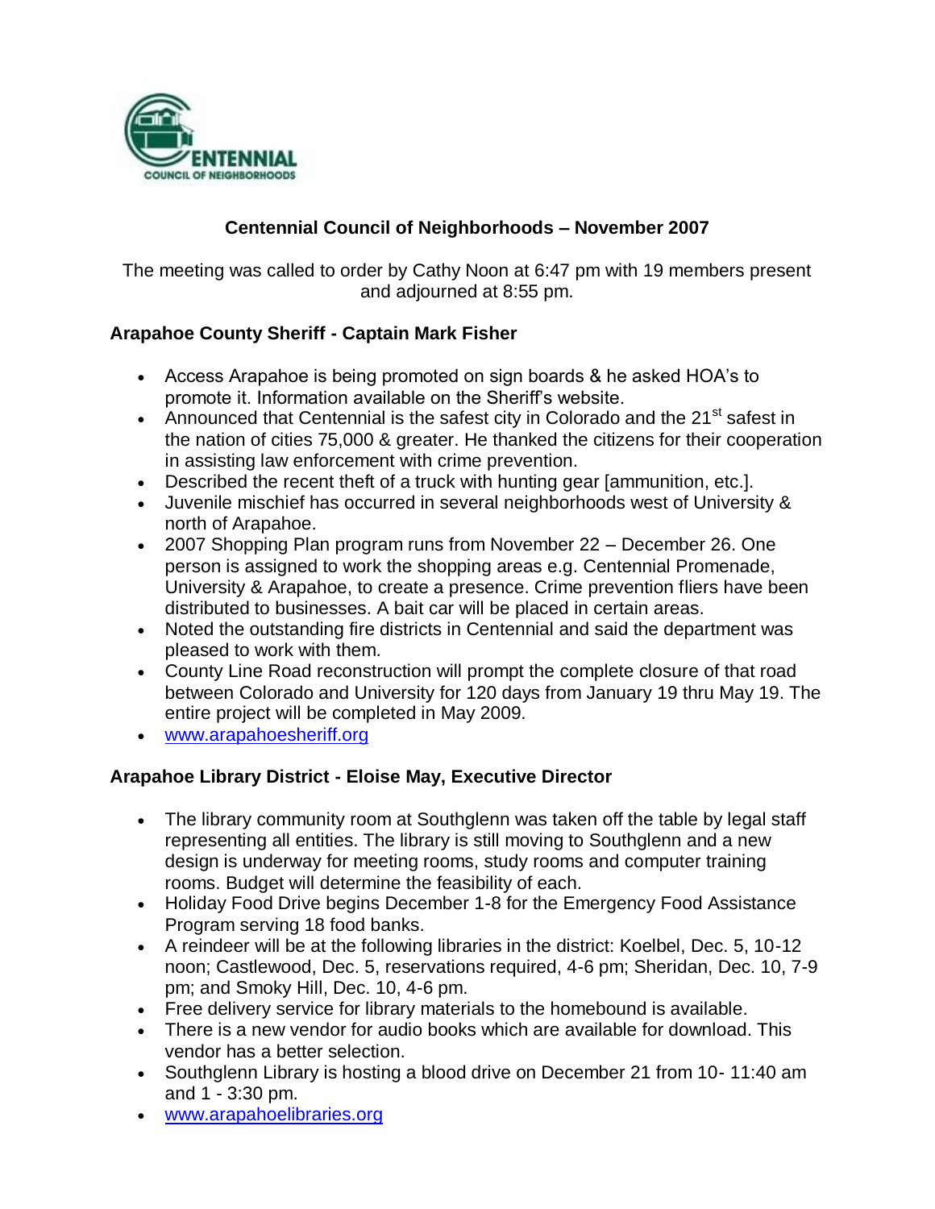# Centennial Council of Neighborhoods – November 2007

The meeting was called to order by Cathy Noon at 6:47 pm with 19 members present and adjourned at 8:55 pm.

## Arapahoe County Sheriff - Captain Mark Fisher

- Access Arapahoe is being promoted on sign boards & he asked HOA's to promote it. Information available on the Sheriff's website.
- Announced that Centennial is the safest city in Colorado and the 21st safest in the nation of cities 75,000 & greater. He thanked the citizens for their cooperation in assisting law enforcement with crime prevention.
- Described the recent theft of a truck with hunting gear [ammunition, etc.].
- Juvenile mischief has occurred in several neighborhoods west of University & north of Arapahoe.
- 2007 Shopping Plan program runs from November 22 – December 26. One person is assigned to work the shopping areas e.g. Centennial Promenade, University & Arapahoe, to create a presence. Crime prevention fliers have been distributed to businesses. A bait car will be placed in certain areas.
- Noted the outstanding fire districts in Centennial and said the department was pleased to work with them.
- County Line Road reconstruction will prompt the complete closure of that road between Colorado and University for 120 days from January 19 thru May 19. The entire project will be completed in May 2009.
- www.arapahoesheriff.org

## Arapahoe Library District - Eloise May, Executive Director

- The library community room at Southglenn was taken off the table by legal staff representing all entities. The library is still moving to Southglenn and a new design is underway for meeting rooms, study rooms and computer training rooms. Budget will determine the feasibility of each.
- Holiday Food Drive begins December 1-8 for the Emergency Food Assistance Program serving 18 food banks.
- A reindeer will be at the following libraries in the district: Koelbel, Dec. 5, 10-12 noon; Castlewood, Dec. 5, reservations required, 4-6 pm; Sheridan, Dec. 10, 7-9 pm; and Smoky Hill, Dec. 10, 4-6 pm.
- Free delivery service for library materials to the homebound is available.
- There is a new vendor for audio books which are available for download. This vendor has a better selection.
- Southglenn Library is hosting a blood drive on December 21 from 10- 11:40 am and 1 - 3:30 pm.
- www.arapahoelibraries.org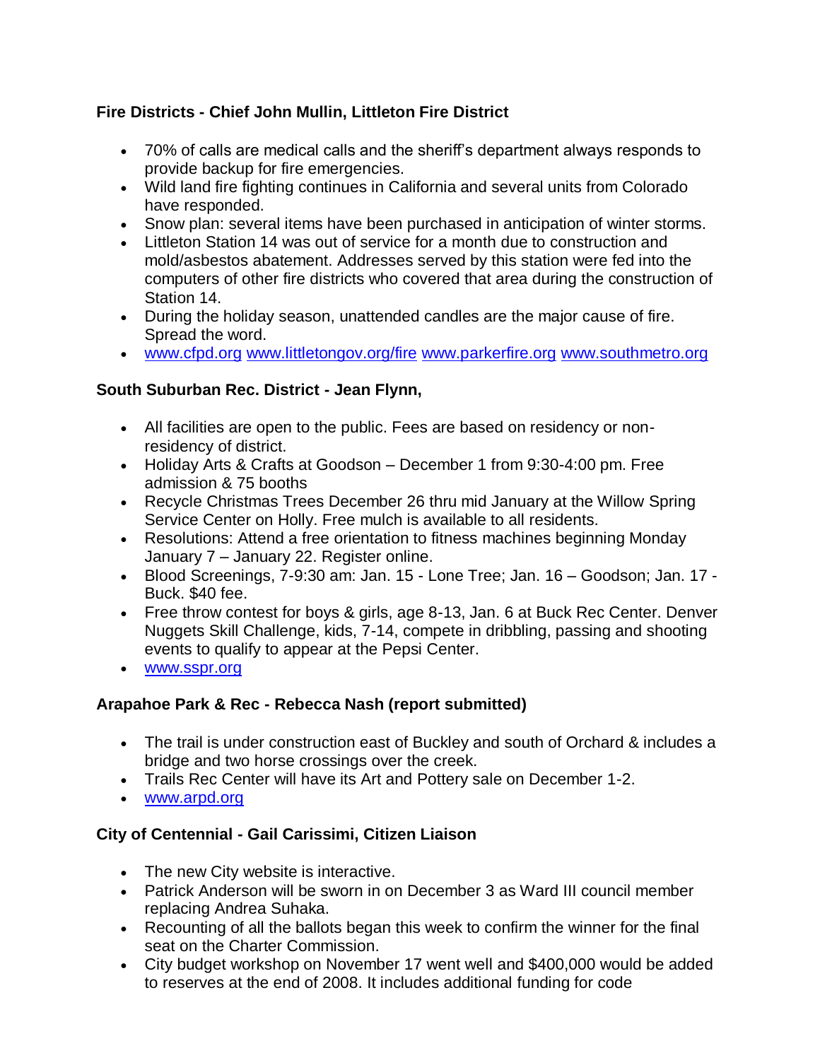**Fire Districts - Chief John Mullin, Littleton Fire District**

- 70% of calls are medical calls and the sheriff's department always responds to provide backup for fire emergencies.
- Wild land fire fighting continues in California and several units from Colorado have responded.
- Snow plan: several items have been purchased in anticipation of winter storms.
- Littleton Station 14 was out of service for a month due to construction and mold/asbestos abatement. Addresses served by this station were fed into the computers of other fire districts who covered that area during the construction of Station 14.
- During the holiday season, unattended candles are the major cause of fire. Spread the word.
- www.cfpd.org www.littletongov.org/fire www.parkerfire.org www.southmetro.org

**South Suburban Rec. District - Jean Flynn,**

- All facilities are open to the public. Fees are based on residency or non-residency of district.
- Holiday Arts & Crafts at Goodson – December 1 from 9:30-4:00 pm. Free admission & 75 booths
- Recycle Christmas Trees December 26 thru mid January at the Willow Spring Service Center on Holly. Free mulch is available to all residents.
- Resolutions: Attend a free orientation to fitness machines beginning Monday January 7 – January 22. Register online.
- Blood Screenings, 7-9:30 am: Jan. 15 - Lone Tree; Jan. 16 – Goodson; Jan. 17 - Buck. $40 fee.
- Free throw contest for boys & girls, age 8-13, Jan. 6 at Buck Rec Center. Denver Nuggets Skill Challenge, kids, 7-14, compete in dribbling, passing and shooting events to qualify to appear at the Pepsi Center.
- www.sspr.org

**Arapahoe Park & Rec - Rebecca Nash (report submitted)**

- The trail is under construction east of Buckley and south of Orchard & includes a bridge and two horse crossings over the creek.
- Trails Rec Center will have its Art and Pottery sale on December 1-2.
- www.arpd.org

**City of Centennial - Gail Carissimi, Citizen Liaison**

- The new City website is interactive.
- Patrick Anderson will be sworn in on December 3 as Ward III council member replacing Andrea Suhaka.
- Recounting of all the ballots began this week to confirm the winner for the final seat on the Charter Commission.
- City budget workshop on November 17 went well and $400,000 would be added to reserves at the end of 2008. It includes additional funding for code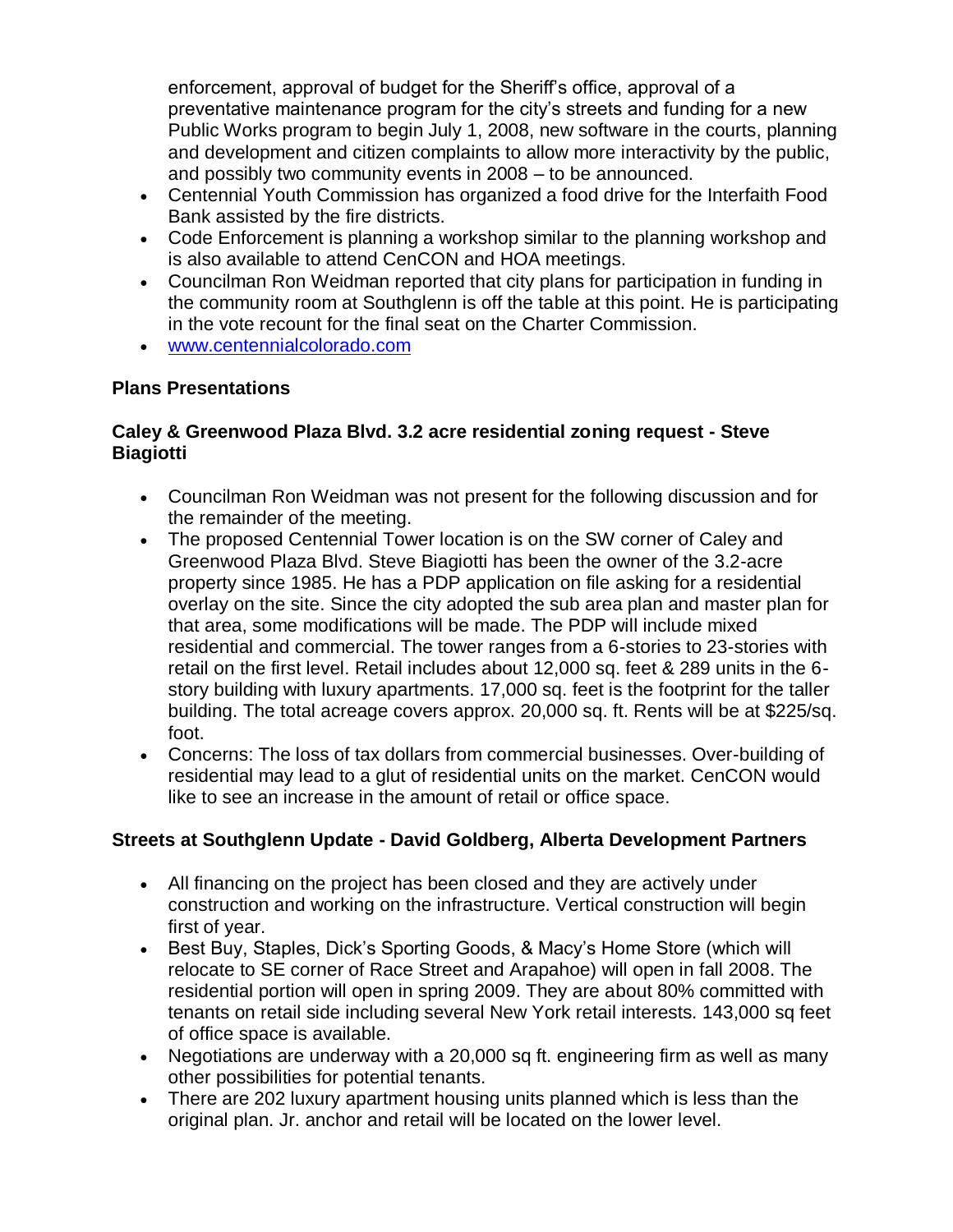enforcement, approval of budget for the Sheriff's office, approval of a preventative maintenance program for the city's streets and funding for a new Public Works program to begin July 1, 2008, new software in the courts, planning and development and citizen complaints to allow more interactivity by the public, and possibly two community events in 2008 – to be announced.

- Centennial Youth Commission has organized a food drive for the Interfaith Food Bank assisted by the fire districts.
- Code Enforcement is planning a workshop similar to the planning workshop and is also available to attend CenCON and HOA meetings.
- Councilman Ron Weidman reported that city plans for participation in funding in the community room at Southglenn is off the table at this point. He is participating in the vote recount for the final seat on the Charter Commission.
- www.centennialcolorado.com

**Plans Presentations**

**Caley & Greenwood Plaza Blvd. 3.2 acre residential zoning request - Steve Biagiotti**

- Councilman Ron Weidman was not present for the following discussion and for the remainder of the meeting.
- The proposed Centennial Tower location is on the SW corner of Caley and Greenwood Plaza Blvd. Steve Biagiotti has been the owner of the 3.2-acre property since 1985. He has a PDP application on file asking for a residential overlay on the site. Since the city adopted the sub area plan and master plan for that area, some modifications will be made. The PDP will include mixed residential and commercial. The tower ranges from a 6-stories to 23-stories with retail on the first level. Retail includes about 12,000 sq. feet & 289 units in the 6-story building with luxury apartments. 17,000 sq. feet is the footprint for the taller building. The total acreage covers approx. 20,000 sq. ft. Rents will be at $225/sq. foot.
- Concerns: The loss of tax dollars from commercial businesses. Over-building of residential may lead to a glut of residential units on the market. CenCON would like to see an increase in the amount of retail or office space.

**Streets at Southglenn Update - David Goldberg, Alberta Development Partners**

- All financing on the project has been closed and they are actively under construction and working on the infrastructure. Vertical construction will begin first of year.
- Best Buy, Staples, Dick's Sporting Goods, & Macy's Home Store (which will relocate to SE corner of Race Street and Arapahoe) will open in fall 2008. The residential portion will open in spring 2009. They are about 80% committed with tenants on retail side including several New York retail interests. 143,000 sq feet of office space is available.
- Negotiations are underway with a 20,000 sq ft. engineering firm as well as many other possibilities for potential tenants.
- There are 202 luxury apartment housing units planned which is less than the original plan. Jr. anchor and retail will be located on the lower level.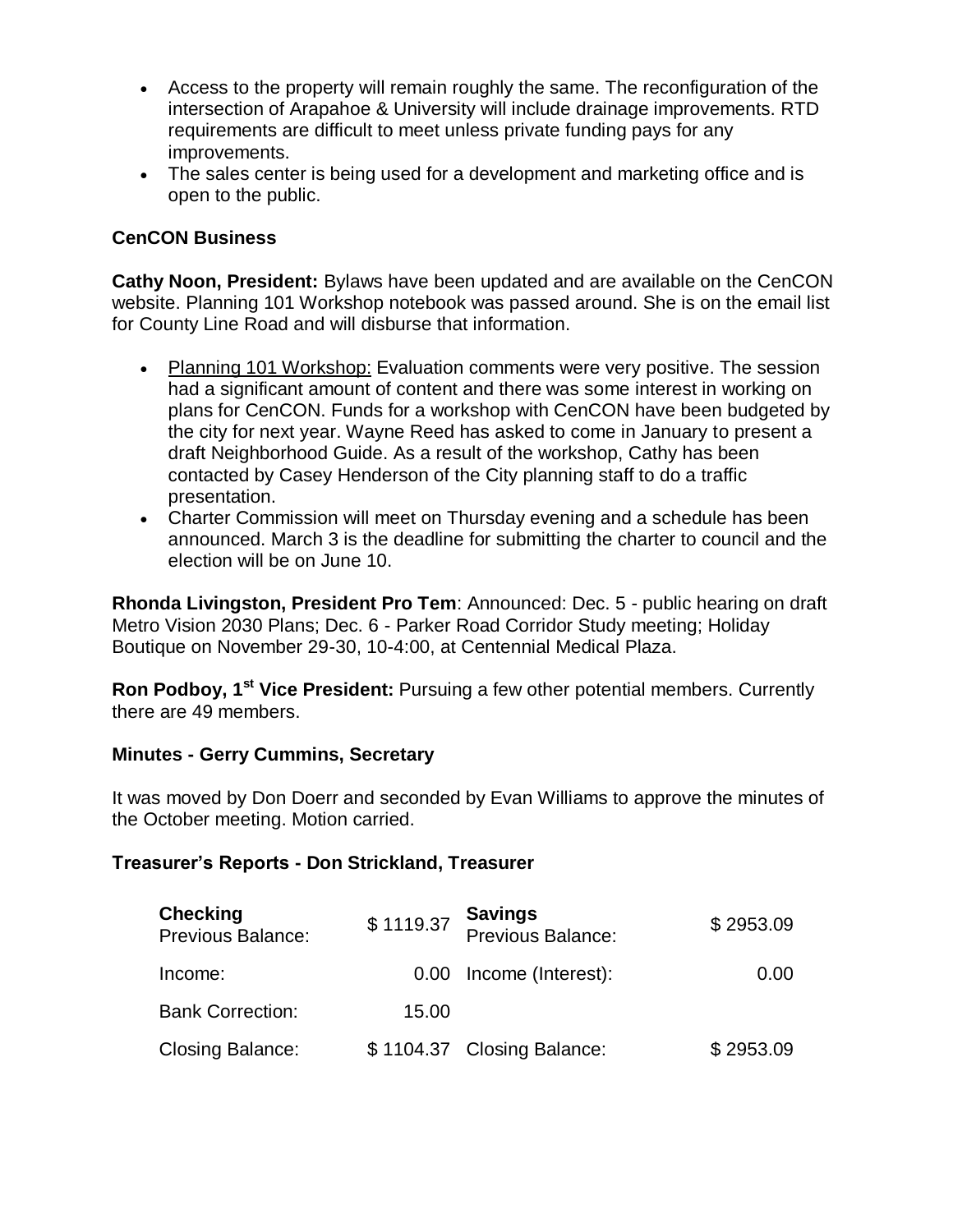- Access to the property will remain roughly the same. The reconfiguration of the intersection of Arapahoe & University will include drainage improvements. RTD requirements are difficult to meet unless private funding pays for any improvements.
- The sales center is being used for a development and marketing office and is open to the public.

**CenCON Business**

**Cathy Noon, President:** Bylaws have been updated and are available on the CenCON website. Planning 101 Workshop notebook was passed around. She is on the email list for County Line Road and will disburse that information.

- Planning 101 Workshop: Evaluation comments were very positive. The session had a significant amount of content and there was some interest in working on plans for CenCON. Funds for a workshop with CenCON have been budgeted by the city for next year. Wayne Reed has asked to come in January to present a draft Neighborhood Guide. As a result of the workshop, Cathy has been contacted by Casey Henderson of the City planning staff to do a traffic presentation.
- Charter Commission will meet on Thursday evening and a schedule has been announced. March 3 is the deadline for submitting the charter to council and the election will be on June 10.

**Rhonda Livingston, President Pro Tem**: Announced: Dec. 5 - public hearing on draft Metro Vision 2030 Plans; Dec. 6 - Parker Road Corridor Study meeting; Holiday Boutique on November 29-30, 10-4:00, at Centennial Medical Plaza.

**Ron Podboy, 1st Vice President:** Pursuing a few other potential members. Currently there are 49 members.

**Minutes - Gerry Cummins, Secretary**

It was moved by Don Doerr and seconded by Evan Williams to approve the minutes of the October meeting. Motion carried.

**Treasurer's Reports - Don Strickland, Treasurer**

| **Checking** Previous Balance: | $ 1119.37 | **Savings** Previous Balance: | $ 2953.09 |
|---|---|---|---|
| Income: | 0.00 | Income (Interest): | 0.00 |
| Bank Correction: | 15.00 | | |
| Closing Balance: | $ 1104.37 | Closing Balance: | $ 2953.09 |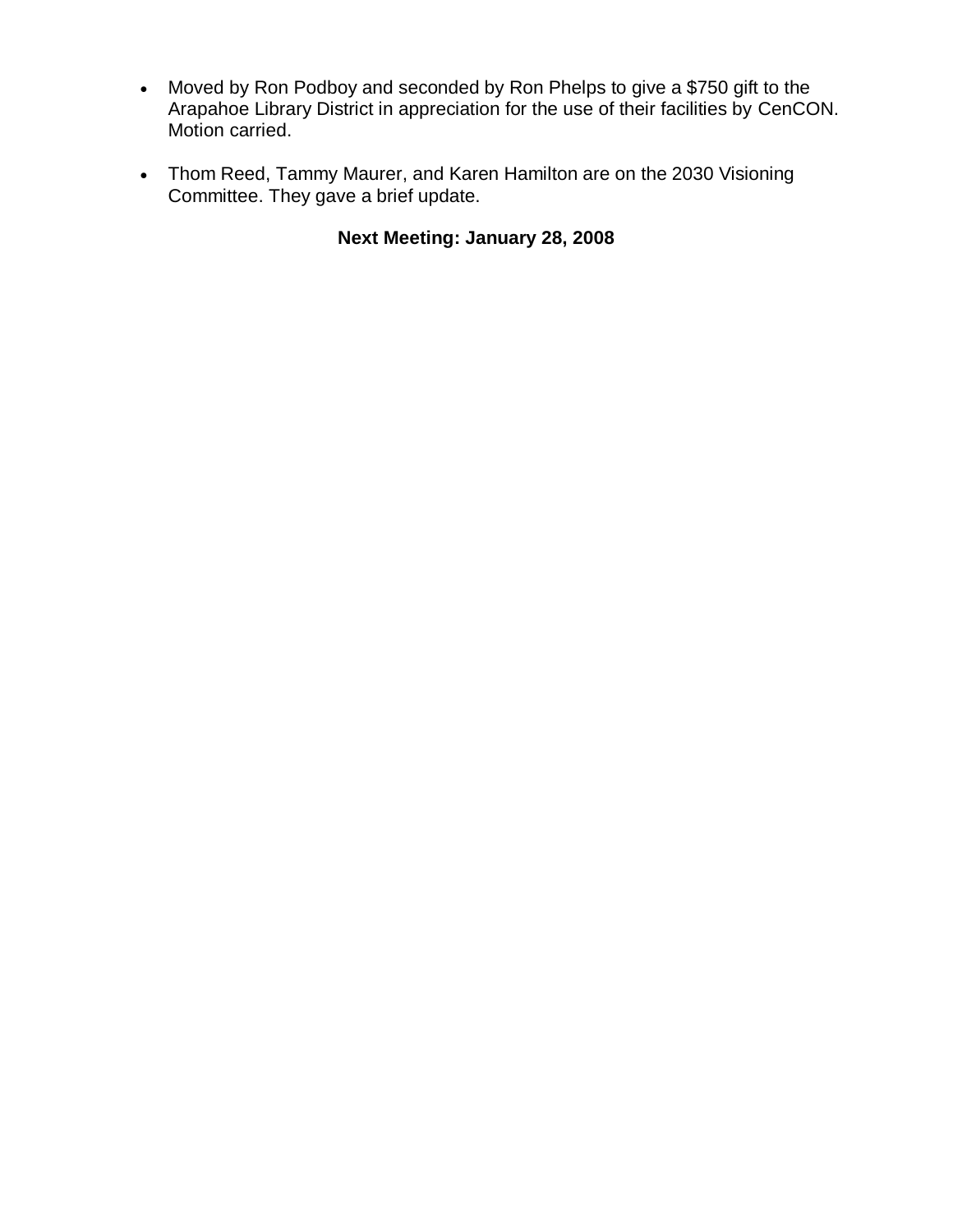- Moved by Ron Podboy and seconded by Ron Phelps to give a $750 gift to the Arapahoe Library District in appreciation for the use of their facilities by CenCON. Motion carried.

- Thom Reed, Tammy Maurer, and Karen Hamilton are on the 2030 Visioning Committee. They gave a brief update.

**Next Meeting: January 28, 2008**